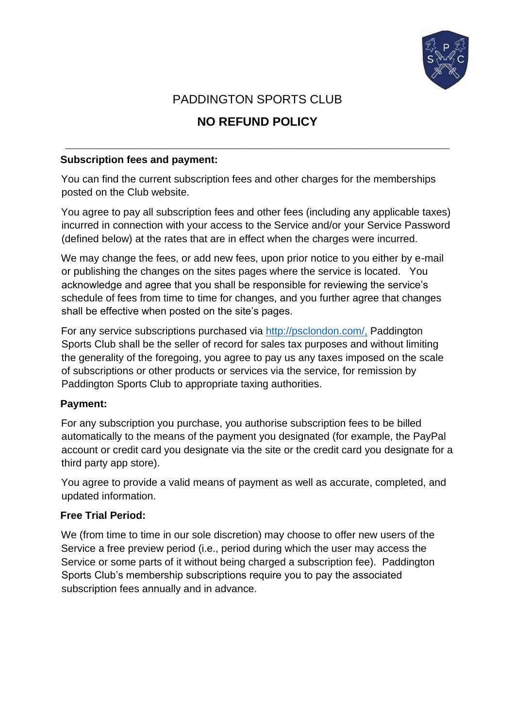# PADDINGTON SPORTS CLUB

## NO REFUND POLICY

---

**Subscription fees and payment:**

You can find the current subscription fees and other charges for the memberships posted on the Club website.

You agree to pay all subscription fees and other fees (including any applicable taxes) incurred in connection with your access to the Service and/or your Service Password (defined below) at the rates that are in effect when the charges were incurred.

We may change the fees, or add new fees, upon prior notice to you either by e-mail or publishing the changes on the sites pages where the service is located. You acknowledge and agree that you shall be responsible for reviewing the service's schedule of fees from time to time for changes, and you further agree that changes shall be effective when posted on the site's pages.

For any service subscriptions purchased via [http://psclondon.com/,](http://psclondon.com/) Paddington Sports Club shall be the seller of record for sales tax purposes and without limiting the generality of the foregoing, you agree to pay us any taxes imposed on the scale of subscriptions or other products or services via the service, for remission by Paddington Sports Club to appropriate taxing authorities.

**Payment:**

For any subscription you purchase, you authorise subscription fees to be billed automatically to the means of the payment you designated (for example, the PayPal account or credit card you designate via the site or the credit card you designate for a third party app store).

You agree to provide a valid means of payment as well as accurate, completed, and updated information.

**Free Trial Period:**

We (from time to time in our sole discretion) may choose to offer new users of the Service a free preview period (i.e., period during which the user may access the Service or some parts of it without being charged a subscription fee). Paddington Sports Club's membership subscriptions require you to pay the associated subscription fees annually and in advance.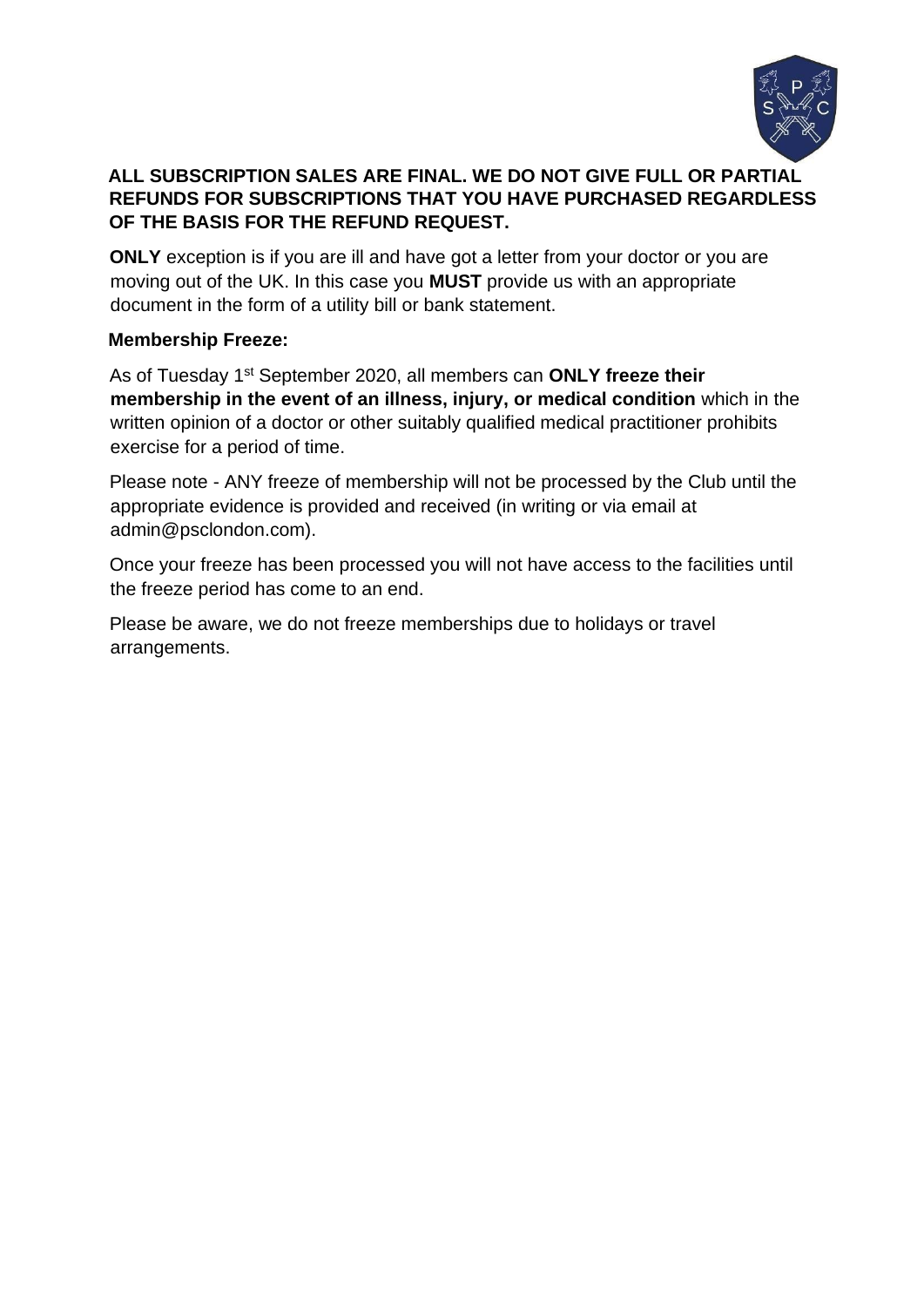**ALL SUBSCRIPTION SALES ARE FINAL. WE DO NOT GIVE FULL OR PARTIAL REFUNDS FOR SUBSCRIPTIONS THAT YOU HAVE PURCHASED REGARDLESS OF THE BASIS FOR THE REFUND REQUEST.**

**ONLY** exception is if you are ill and have got a letter from your doctor or you are moving out of the UK. In this case you **MUST** provide us with an appropriate document in the form of a utility bill or bank statement.

**Membership Freeze:**

As of Tuesday 1st September 2020, all members can **ONLY freeze their membership in the event of an illness, injury, or medical condition** which in the written opinion of a doctor or other suitably qualified medical practitioner prohibits exercise for a period of time.

Please note - ANY freeze of membership will not be processed by the Club until the appropriate evidence is provided and received (in writing or via email at admin@psclondon.com).

Once your freeze has been processed you will not have access to the facilities until the freeze period has come to an end.

Please be aware, we do not freeze memberships due to holidays or travel arrangements.